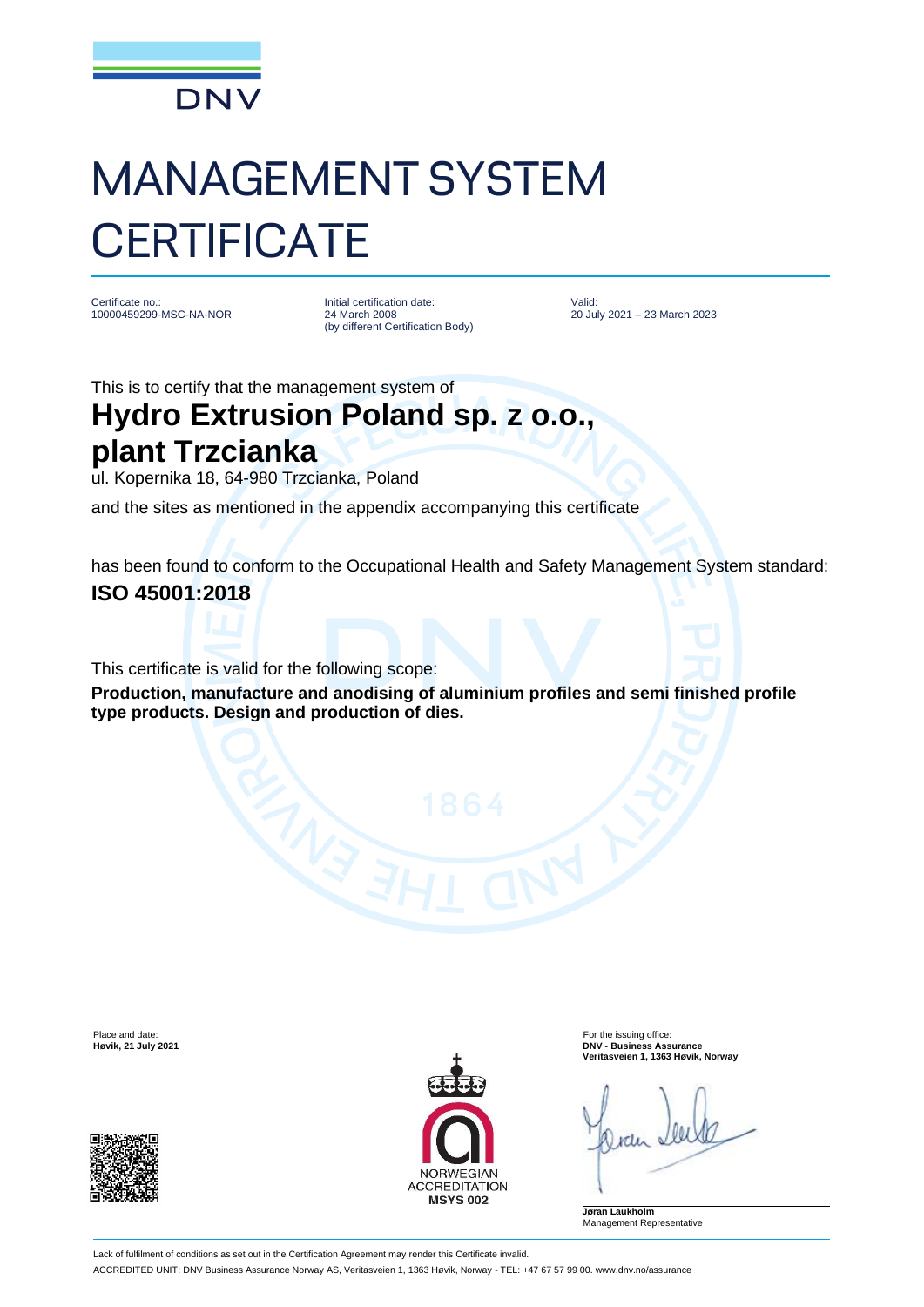DNV

# MANAGEMENT SYSTEM CERTIFICATE

Certificate no.:
10000459299-MSC-NA-NOR

Initial certification date:
24 March 2008
(by different Certification Body)

Valid:
20 July 2021 – 23 March 2023

This is to certify that the management system of

## Hydro Extrusion Poland sp. z o.o., plant Trzcianka

ul. Kopernika 18, 64-980 Trzcianka, Poland

and the sites as mentioned in the appendix accompanying this certificate

has been found to conform to the Occupational Health and Safety Management System standard:

**ISO 45001:2018**

This certificate is valid for the following scope:

**Production, manufacture and anodising of aluminium profiles and semi finished profile type products. Design and production of dies.**

Place and date:
**Høvik, 21 July 2021**

For the issuing office:
**DNV - Business Assurance**
**Veritasveien 1, 1363 Høvik, Norway**

NORWEGIAN ACCREDITATION
**MSYS 002**

**Jøran Laukholm**
Management Representative

Lack of fulfilment of conditions as set out in the Certification Agreement may render this Certificate invalid.

ACCREDITED UNIT: DNV Business Assurance Norway AS, Veritasveien 1, 1363 Høvik, Norway - TEL: +47 67 57 99 00. www.dnv.no/assurance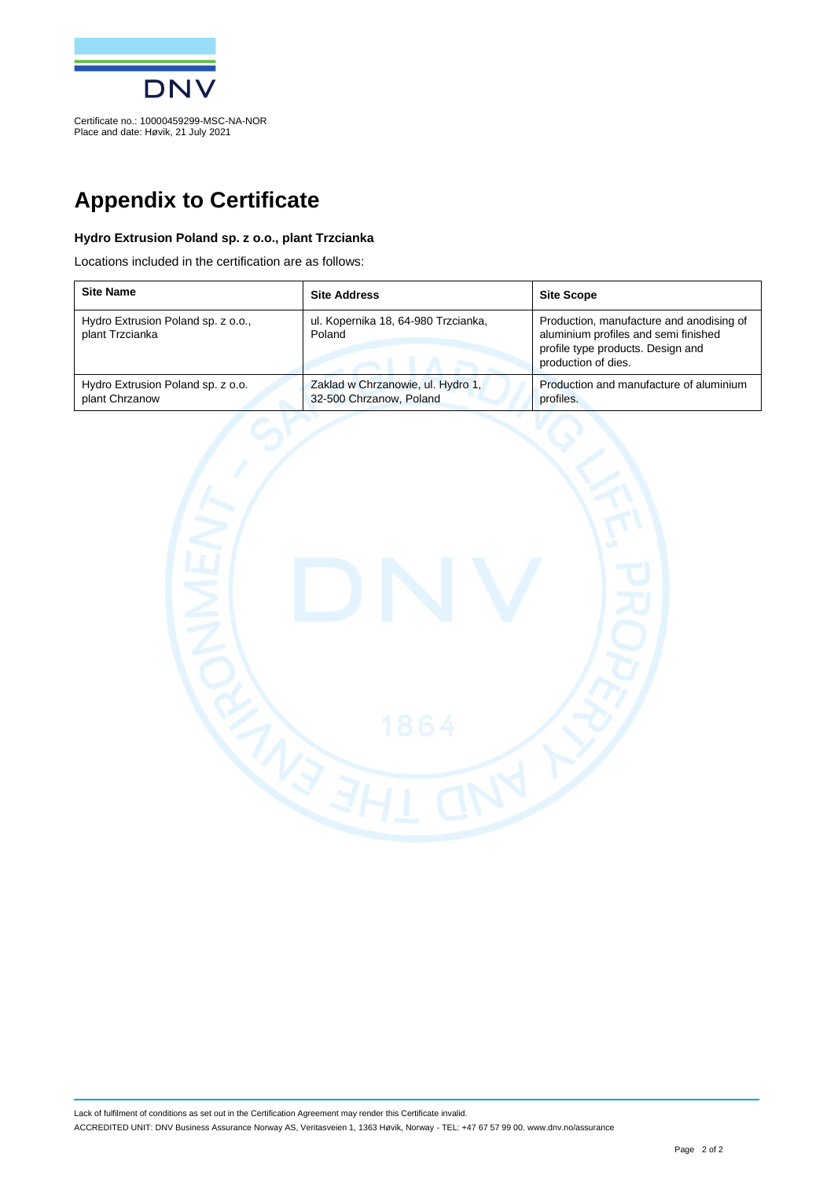Certificate no.: 10000459299-MSC-NA-NOR
Place and date: Høvik, 21 July 2021

# Appendix to Certificate

### Hydro Extrusion Poland sp. z o.o., plant Trzcianka

Locations included in the certification are as follows:

| Site Name | Site Address | Site Scope |
|---|---|---|
| Hydro Extrusion Poland sp. z o.o., plant Trzcianka | ul. Kopernika 18, 64-980 Trzcianka, Poland | Production, manufacture and anodising of aluminium profiles and semi finished profile type products. Design and production of dies. |
| Hydro Extrusion Poland sp. z o.o. plant Chrzanow | Zaklad w Chrzanowie, ul. Hydro 1, 32-500 Chrzanow, Poland | Production and manufacture of aluminium profiles. |

Lack of fulfilment of conditions as set out in the Certification Agreement may render this Certificate invalid.

ACCREDITED UNIT: DNV Business Assurance Norway AS, Veritasveien 1, 1363 Høvik, Norway - TEL: +47 67 57 99 00. www.dnv.no/assurance